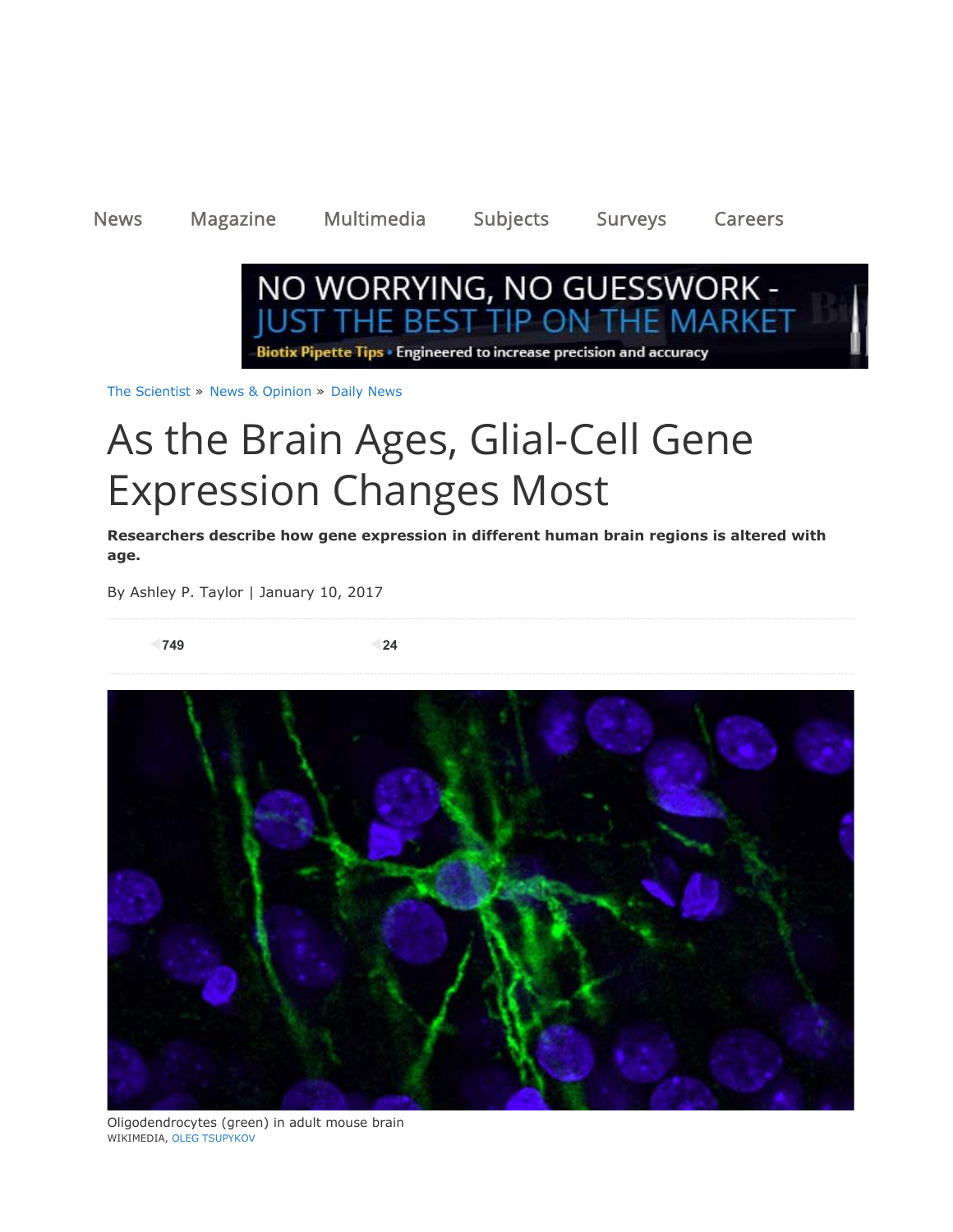News Magazine Multimedia Subjects Surveys Careers

The Scientist » News & Opinion » Daily News

# As the Brain Ages, Glial-Cell Gene Expression Changes Most

**Researchers describe how gene expression in different human brain regions is altered with age.**

By Ashley P. Taylor | January 10, 2017

749 24

Oligodendrocytes (green) in adult mouse brain
WIKIMEDIA, OLEG TSUPYKOV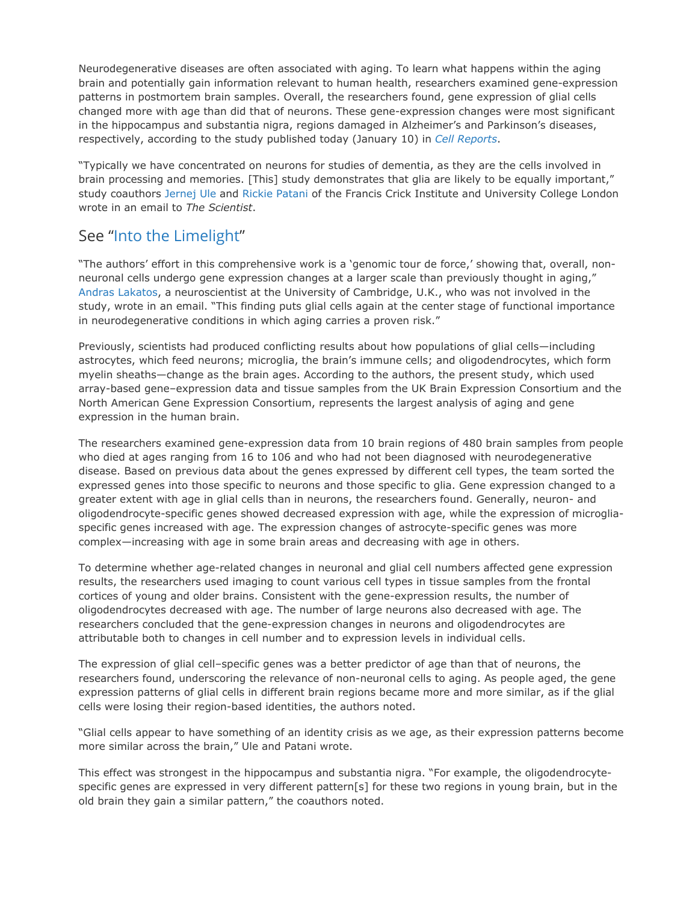Neurodegenerative diseases are often associated with aging. To learn what happens within the aging brain and potentially gain information relevant to human health, researchers examined gene-expression patterns in postmortem brain samples. Overall, the researchers found, gene expression of glial cells changed more with age than did that of neurons. These gene-expression changes were most significant in the hippocampus and substantia nigra, regions damaged in Alzheimer's and Parkinson's diseases, respectively, according to the study published today (January 10) in *Cell Reports*.

"Typically we have concentrated on neurons for studies of dementia, as they are the cells involved in brain processing and memories. [This] study demonstrates that glia are likely to be equally important," study coauthors Jernej Ule and Rickie Patani of the Francis Crick Institute and University College London wrote in an email to *The Scientist*.

## See "Into the Limelight"

"The authors' effort in this comprehensive work is a 'genomic tour de force,' showing that, overall, non-neuronal cells undergo gene expression changes at a larger scale than previously thought in aging," Andras Lakatos, a neuroscientist at the University of Cambridge, U.K., who was not involved in the study, wrote in an email. "This finding puts glial cells again at the center stage of functional importance in neurodegenerative conditions in which aging carries a proven risk."

Previously, scientists had produced conflicting results about how populations of glial cells—including astrocytes, which feed neurons; microglia, the brain's immune cells; and oligodendrocytes, which form myelin sheaths—change as the brain ages. According to the authors, the present study, which used array-based gene–expression data and tissue samples from the UK Brain Expression Consortium and the North American Gene Expression Consortium, represents the largest analysis of aging and gene expression in the human brain.

The researchers examined gene-expression data from 10 brain regions of 480 brain samples from people who died at ages ranging from 16 to 106 and who had not been diagnosed with neurodegenerative disease. Based on previous data about the genes expressed by different cell types, the team sorted the expressed genes into those specific to neurons and those specific to glia. Gene expression changed to a greater extent with age in glial cells than in neurons, the researchers found. Generally, neuron- and oligodendrocyte-specific genes showed decreased expression with age, while the expression of microglia-specific genes increased with age. The expression changes of astrocyte-specific genes was more complex—increasing with age in some brain areas and decreasing with age in others.

To determine whether age-related changes in neuronal and glial cell numbers affected gene expression results, the researchers used imaging to count various cell types in tissue samples from the frontal cortices of young and older brains. Consistent with the gene-expression results, the number of oligodendrocytes decreased with age. The number of large neurons also decreased with age. The researchers concluded that the gene-expression changes in neurons and oligodendrocytes are attributable both to changes in cell number and to expression levels in individual cells.

The expression of glial cell–specific genes was a better predictor of age than that of neurons, the researchers found, underscoring the relevance of non-neuronal cells to aging. As people aged, the gene expression patterns of glial cells in different brain regions became more and more similar, as if the glial cells were losing their region-based identities, the authors noted.

"Glial cells appear to have something of an identity crisis as we age, as their expression patterns become more similar across the brain," Ule and Patani wrote.

This effect was strongest in the hippocampus and substantia nigra. "For example, the oligodendrocyte-specific genes are expressed in very different pattern[s] for these two regions in young brain, but in the old brain they gain a similar pattern," the coauthors noted.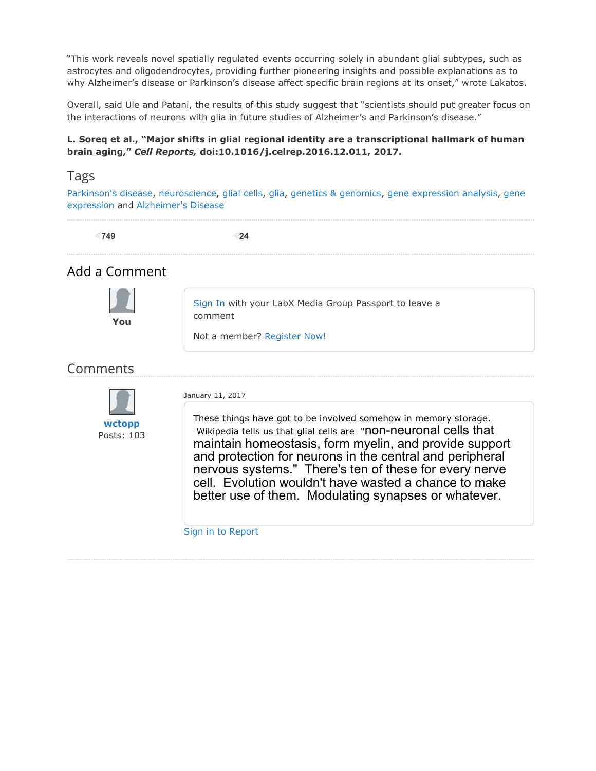"This work reveals novel spatially regulated events occurring solely in abundant glial subtypes, such as astrocytes and oligodendrocytes, providing further pioneering insights and possible explanations as to why Alzheimer's disease or Parkinson's disease affect specific brain regions at its onset," wrote Lakatos.

Overall, said Ule and Patani, the results of this study suggest that "scientists should put greater focus on the interactions of neurons with glia in future studies of Alzheimer's and Parkinson's disease."

**L. Soreq et al., "Major shifts in glial regional identity are a transcriptional hallmark of human brain aging,"** ***Cell Reports,*** **doi:10.1016/j.celrep.2016.12.011, 2017.**

## Tags

Parkinson's disease, neuroscience, glial cells, glia, genetics & genomics, gene expression analysis, gene expression and Alzheimer's Disease

749

24

## Add a Comment

**You**

Sign In with your LabX Media Group Passport to leave a comment

Not a member? Register Now!

## Comments

**wctopp**
Posts: 103

January 11, 2017

These things have got to be involved somehow in memory storage. Wikipedia tells us that glial cells are "non-neuronal cells that maintain homeostasis, form myelin, and provide support and protection for neurons in the central and peripheral nervous systems." There's ten of these for every nerve cell. Evolution wouldn't have wasted a chance to make better use of them. Modulating synapses or whatever.

Sign in to Report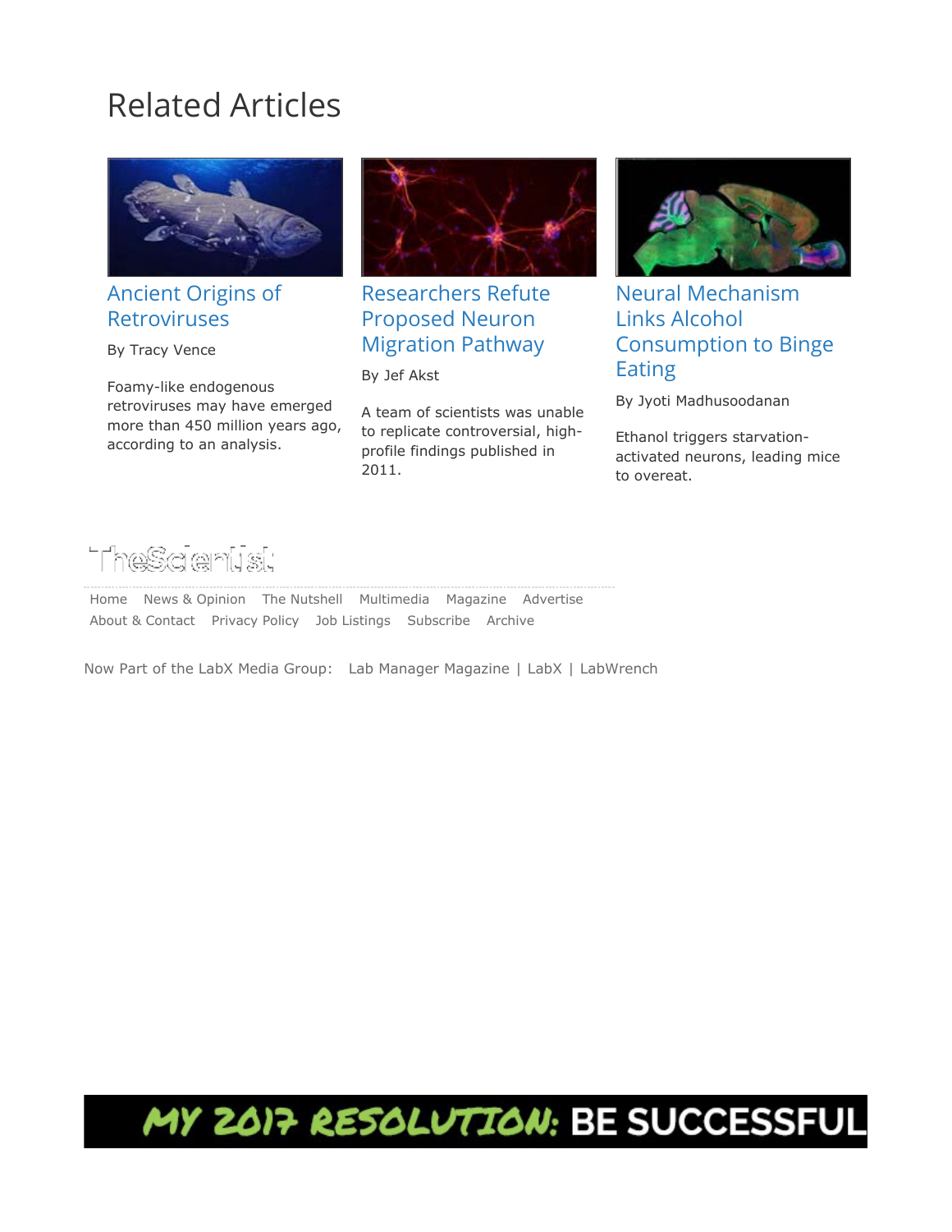# Related Articles

## Ancient Origins of Retroviruses

By Tracy Vence

Foamy-like endogenous retroviruses may have emerged more than 450 million years ago, according to an analysis.

## Researchers Refute Proposed Neuron Migration Pathway

By Jef Akst

A team of scientists was unable to replicate controversial, high-profile findings published in 2011.

## Neural Mechanism Links Alcohol Consumption to Binge Eating

By Jyoti Madhusoodanan

Ethanol triggers starvation-activated neurons, leading mice to overeat.

TheScientist

Home News & Opinion The Nutshell Multimedia Magazine Advertise
About & Contact Privacy Policy Job Listings Subscribe Archive

Now Part of the LabX Media Group: Lab Manager Magazine | LabX | LabWrench

MY 2017 RESOLUTION: BE SUCCESSFUL